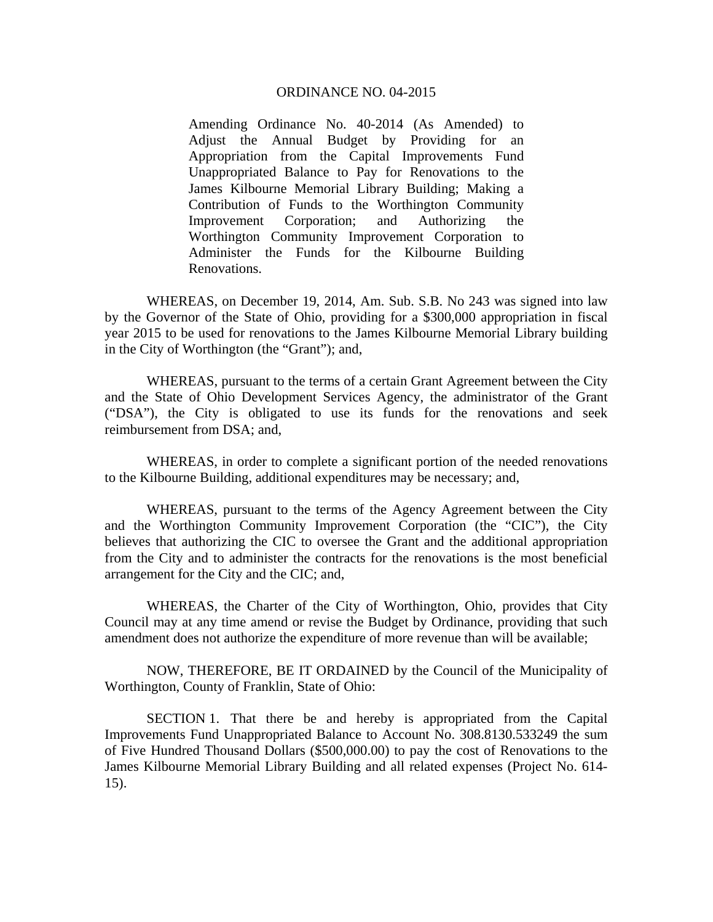# ORDINANCE NO. 04-2015

Amending Ordinance No. 40-2014 (As Amended) to Adjust the Annual Budget by Providing for an Appropriation from the Capital Improvements Fund Unappropriated Balance to Pay for Renovations to the James Kilbourne Memorial Library Building; Making a Contribution of Funds to the Worthington Community Improvement Corporation; and Authorizing the Worthington Community Improvement Corporation to Administer the Funds for the Kilbourne Building Renovations.

WHEREAS, on December 19, 2014, Am. Sub. S.B. No 243 was signed into law by the Governor of the State of Ohio, providing for a $300,000 appropriation in fiscal year 2015 to be used for renovations to the James Kilbourne Memorial Library building in the City of Worthington (the "Grant"); and,

WHEREAS, pursuant to the terms of a certain Grant Agreement between the City and the State of Ohio Development Services Agency, the administrator of the Grant ("DSA"), the City is obligated to use its funds for the renovations and seek reimbursement from DSA; and,

WHEREAS, in order to complete a significant portion of the needed renovations to the Kilbourne Building, additional expenditures may be necessary; and,

WHEREAS, pursuant to the terms of the Agency Agreement between the City and the Worthington Community Improvement Corporation (the "CIC"), the City believes that authorizing the CIC to oversee the Grant and the additional appropriation from the City and to administer the contracts for the renovations is the most beneficial arrangement for the City and the CIC; and,

WHEREAS, the Charter of the City of Worthington, Ohio, provides that City Council may at any time amend or revise the Budget by Ordinance, providing that such amendment does not authorize the expenditure of more revenue than will be available;

NOW, THEREFORE, BE IT ORDAINED by the Council of the Municipality of Worthington, County of Franklin, State of Ohio:

SECTION 1. That there be and hereby is appropriated from the Capital Improvements Fund Unappropriated Balance to Account No. 308.8130.533249 the sum of Five Hundred Thousand Dollars ($500,000.00) to pay the cost of Renovations to the James Kilbourne Memorial Library Building and all related expenses (Project No. 614-15).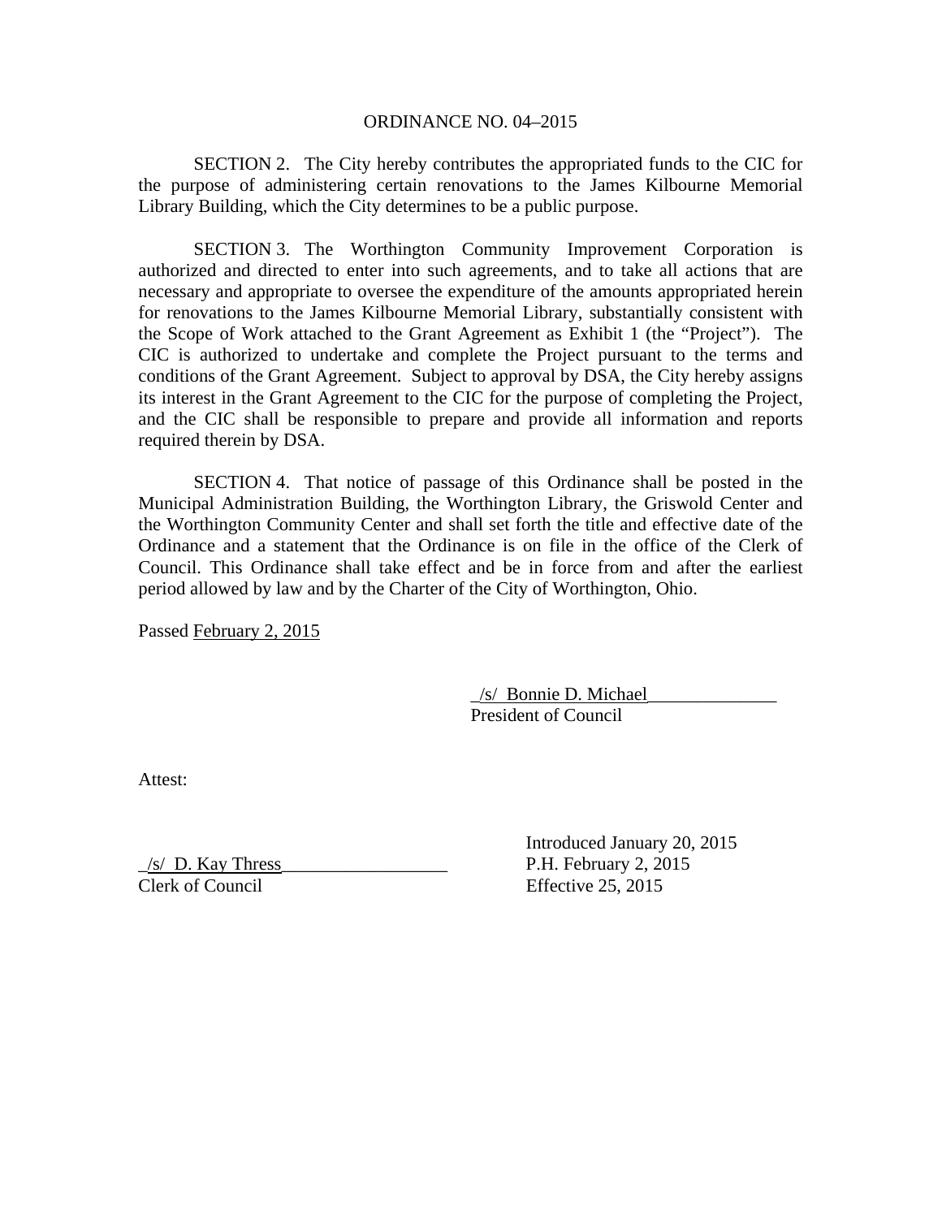ORDINANCE NO. 04–2015

SECTION 2. The City hereby contributes the appropriated funds to the CIC for the purpose of administering certain renovations to the James Kilbourne Memorial Library Building, which the City determines to be a public purpose.

SECTION 3. The Worthington Community Improvement Corporation is authorized and directed to enter into such agreements, and to take all actions that are necessary and appropriate to oversee the expenditure of the amounts appropriated herein for renovations to the James Kilbourne Memorial Library, substantially consistent with the Scope of Work attached to the Grant Agreement as Exhibit 1 (the "Project"). The CIC is authorized to undertake and complete the Project pursuant to the terms and conditions of the Grant Agreement. Subject to approval by DSA, the City hereby assigns its interest in the Grant Agreement to the CIC for the purpose of completing the Project, and the CIC shall be responsible to prepare and provide all information and reports required therein by DSA.

SECTION 4. That notice of passage of this Ordinance shall be posted in the Municipal Administration Building, the Worthington Library, the Griswold Center and the Worthington Community Center and shall set forth the title and effective date of the Ordinance and a statement that the Ordinance is on file in the office of the Clerk of Council. This Ordinance shall take effect and be in force from and after the earliest period allowed by law and by the Charter of the City of Worthington, Ohio.

Passed February 2, 2015

_/s/ Bonnie D. Michael______________
President of Council

Attest:

_/s/ D. Kay Thress__________________
Clerk of Council

Introduced January 20, 2015
P.H. February 2, 2015
Effective 25, 2015